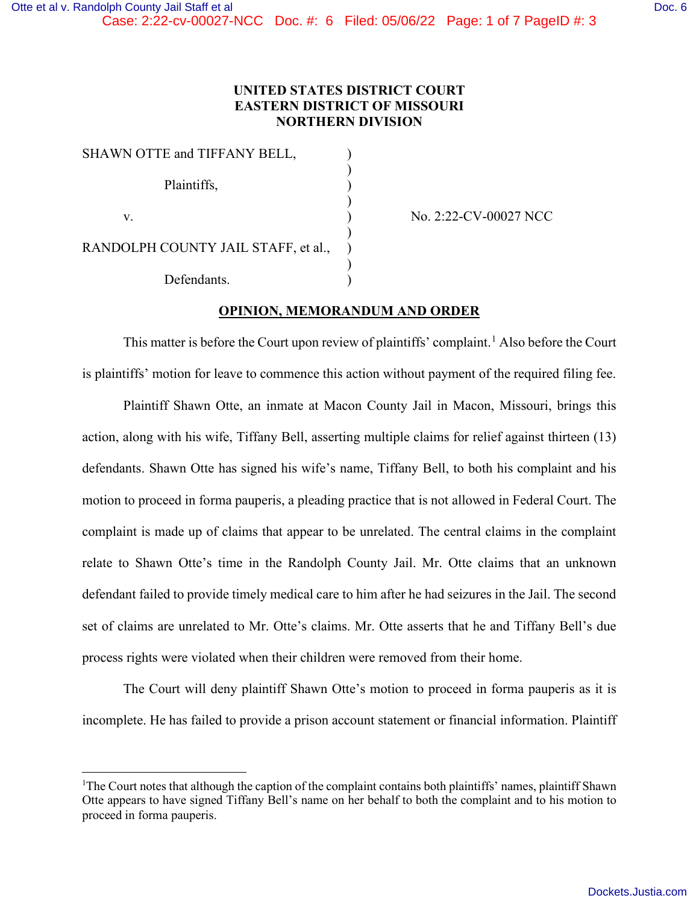**UNITED STATES DISTRICT COURT**
**EASTERN DISTRICT OF MISSOURI**
**NORTHERN DIVISION**

| | | |
|---|---|---|
| SHAWN OTTE and TIFFANY BELL, | ) | |
| | ) | |
| Plaintiffs, | ) | |
| | ) | |
| v. | ) | No. 2:22-CV-00027 NCC |
| | ) | |
| RANDOLPH COUNTY JAIL STAFF, et al., | ) | |
| | ) | |
| Defendants. | ) | |

**OPINION, MEMORANDUM AND ORDER**

This matter is before the Court upon review of plaintiffs' complaint.[1] Also before the Court is plaintiffs' motion for leave to commence this action without payment of the required filing fee.

Plaintiff Shawn Otte, an inmate at Macon County Jail in Macon, Missouri, brings this action, along with his wife, Tiffany Bell, asserting multiple claims for relief against thirteen (13) defendants. Shawn Otte has signed his wife's name, Tiffany Bell, to both his complaint and his motion to proceed in forma pauperis, a pleading practice that is not allowed in Federal Court. The complaint is made up of claims that appear to be unrelated. The central claims in the complaint relate to Shawn Otte's time in the Randolph County Jail. Mr. Otte claims that an unknown defendant failed to provide timely medical care to him after he had seizures in the Jail. The second set of claims are unrelated to Mr. Otte's claims. Mr. Otte asserts that he and Tiffany Bell's due process rights were violated when their children were removed from their home.

The Court will deny plaintiff Shawn Otte's motion to proceed in forma pauperis as it is incomplete. He has failed to provide a prison account statement or financial information. Plaintiff

---

[1]The Court notes that although the caption of the complaint contains both plaintiffs' names, plaintiff Shawn Otte appears to have signed Tiffany Bell's name on her behalf to both the complaint and to his motion to proceed in forma pauperis.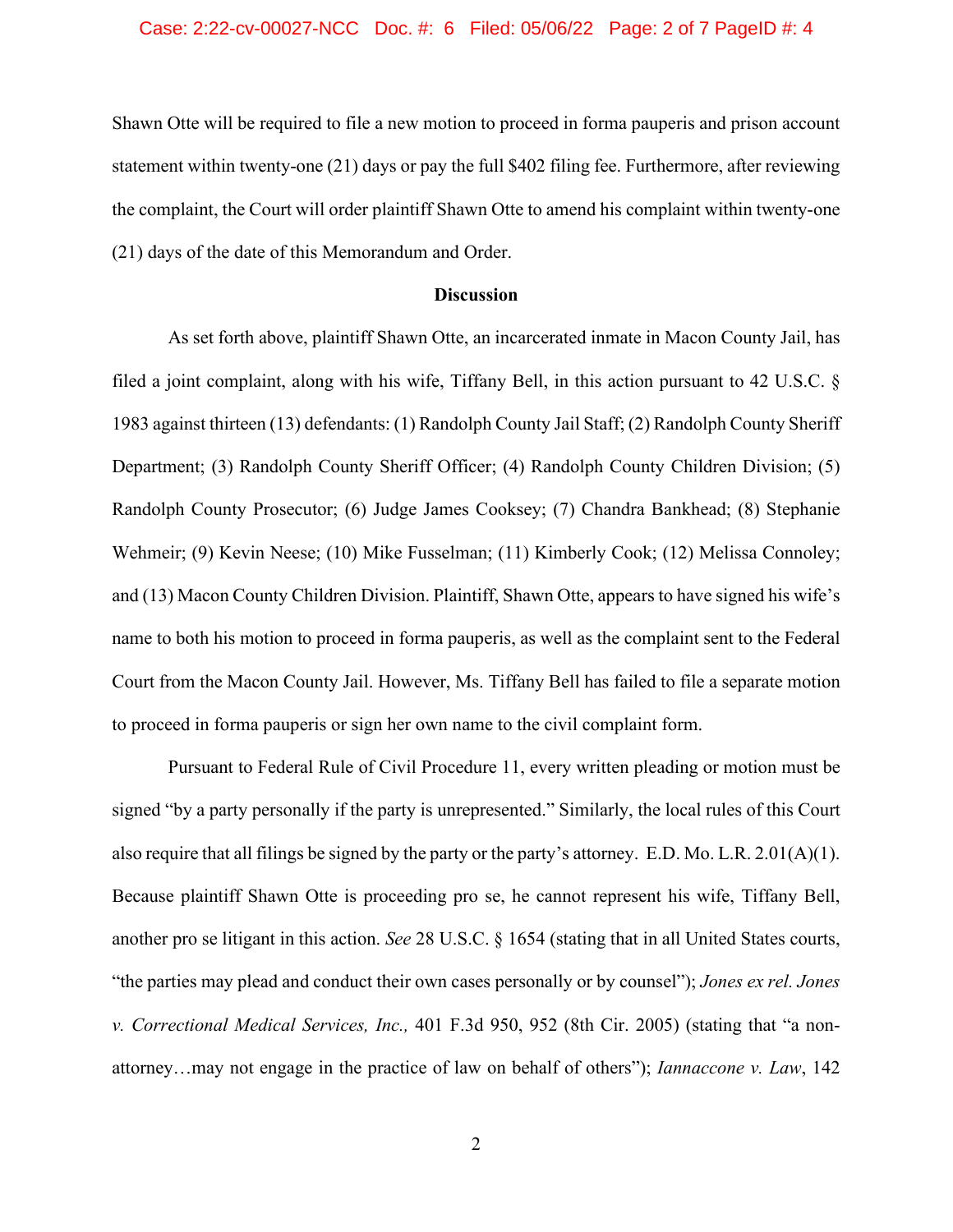Shawn Otte will be required to file a new motion to proceed in forma pauperis and prison account statement within twenty-one (21) days or pay the full $402 filing fee. Furthermore, after reviewing the complaint, the Court will order plaintiff Shawn Otte to amend his complaint within twenty-one (21) days of the date of this Memorandum and Order.

**Discussion**

As set forth above, plaintiff Shawn Otte, an incarcerated inmate in Macon County Jail, has filed a joint complaint, along with his wife, Tiffany Bell, in this action pursuant to 42 U.S.C. § 1983 against thirteen (13) defendants: (1) Randolph County Jail Staff; (2) Randolph County Sheriff Department; (3) Randolph County Sheriff Officer; (4) Randolph County Children Division; (5) Randolph County Prosecutor; (6) Judge James Cooksey; (7) Chandra Bankhead; (8) Stephanie Wehmeir; (9) Kevin Neese; (10) Mike Fusselman; (11) Kimberly Cook; (12) Melissa Connoley; and (13) Macon County Children Division. Plaintiff, Shawn Otte, appears to have signed his wife's name to both his motion to proceed in forma pauperis, as well as the complaint sent to the Federal Court from the Macon County Jail. However, Ms. Tiffany Bell has failed to file a separate motion to proceed in forma pauperis or sign her own name to the civil complaint form.

Pursuant to Federal Rule of Civil Procedure 11, every written pleading or motion must be signed "by a party personally if the party is unrepresented." Similarly, the local rules of this Court also require that all filings be signed by the party or the party's attorney. E.D. Mo. L.R. 2.01(A)(1). Because plaintiff Shawn Otte is proceeding pro se, he cannot represent his wife, Tiffany Bell, another pro se litigant in this action. *See* 28 U.S.C. § 1654 (stating that in all United States courts, "the parties may plead and conduct their own cases personally or by counsel"); *Jones ex rel. Jones v. Correctional Medical Services, Inc.,* 401 F.3d 950, 952 (8th Cir. 2005) (stating that "a non-attorney…may not engage in the practice of law on behalf of others"); *Iannaccone v. Law*, 142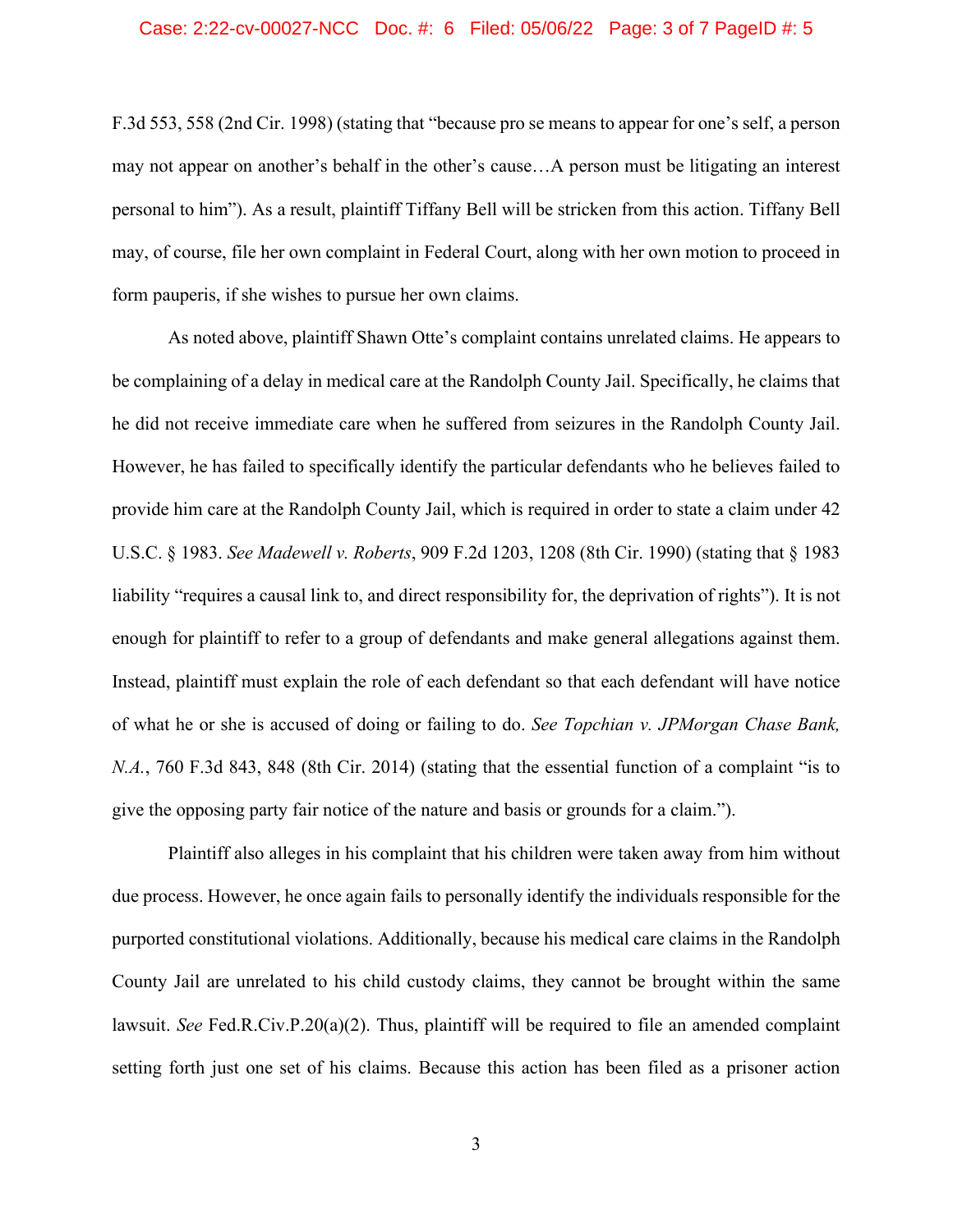F.3d 553, 558 (2nd Cir. 1998) (stating that "because pro se means to appear for one's self, a person may not appear on another's behalf in the other's cause…A person must be litigating an interest personal to him"). As a result, plaintiff Tiffany Bell will be stricken from this action. Tiffany Bell may, of course, file her own complaint in Federal Court, along with her own motion to proceed in form pauperis, if she wishes to pursue her own claims.

As noted above, plaintiff Shawn Otte's complaint contains unrelated claims. He appears to be complaining of a delay in medical care at the Randolph County Jail. Specifically, he claims that he did not receive immediate care when he suffered from seizures in the Randolph County Jail. However, he has failed to specifically identify the particular defendants who he believes failed to provide him care at the Randolph County Jail, which is required in order to state a claim under 42 U.S.C. § 1983. *See Madewell v. Roberts*, 909 F.2d 1203, 1208 (8th Cir. 1990) (stating that § 1983 liability "requires a causal link to, and direct responsibility for, the deprivation of rights"). It is not enough for plaintiff to refer to a group of defendants and make general allegations against them. Instead, plaintiff must explain the role of each defendant so that each defendant will have notice of what he or she is accused of doing or failing to do. *See Topchian v. JPMorgan Chase Bank, N.A.*, 760 F.3d 843, 848 (8th Cir. 2014) (stating that the essential function of a complaint "is to give the opposing party fair notice of the nature and basis or grounds for a claim.").

Plaintiff also alleges in his complaint that his children were taken away from him without due process. However, he once again fails to personally identify the individuals responsible for the purported constitutional violations. Additionally, because his medical care claims in the Randolph County Jail are unrelated to his child custody claims, they cannot be brought within the same lawsuit. *See* Fed.R.Civ.P.20(a)(2). Thus, plaintiff will be required to file an amended complaint setting forth just one set of his claims. Because this action has been filed as a prisoner action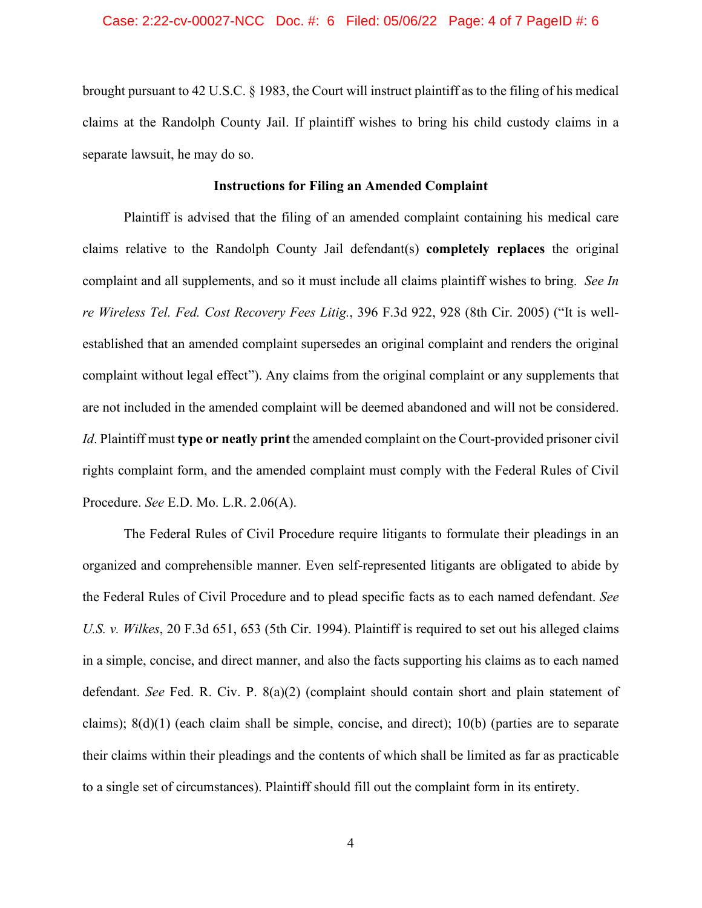brought pursuant to 42 U.S.C. § 1983, the Court will instruct plaintiff as to the filing of his medical claims at the Randolph County Jail. If plaintiff wishes to bring his child custody claims in a separate lawsuit, he may do so.

**Instructions for Filing an Amended Complaint**

Plaintiff is advised that the filing of an amended complaint containing his medical care claims relative to the Randolph County Jail defendant(s) **completely replaces** the original complaint and all supplements, and so it must include all claims plaintiff wishes to bring. *See In re Wireless Tel. Fed. Cost Recovery Fees Litig.*, 396 F.3d 922, 928 (8th Cir. 2005) ("It is well-established that an amended complaint supersedes an original complaint and renders the original complaint without legal effect"). Any claims from the original complaint or any supplements that are not included in the amended complaint will be deemed abandoned and will not be considered. *Id*. Plaintiff must **type or neatly print** the amended complaint on the Court-provided prisoner civil rights complaint form, and the amended complaint must comply with the Federal Rules of Civil Procedure. *See* E.D. Mo. L.R. 2.06(A).

The Federal Rules of Civil Procedure require litigants to formulate their pleadings in an organized and comprehensible manner. Even self-represented litigants are obligated to abide by the Federal Rules of Civil Procedure and to plead specific facts as to each named defendant. *See U.S. v. Wilkes*, 20 F.3d 651, 653 (5th Cir. 1994). Plaintiff is required to set out his alleged claims in a simple, concise, and direct manner, and also the facts supporting his claims as to each named defendant. *See* Fed. R. Civ. P. 8(a)(2) (complaint should contain short and plain statement of claims); 8(d)(1) (each claim shall be simple, concise, and direct); 10(b) (parties are to separate their claims within their pleadings and the contents of which shall be limited as far as practicable to a single set of circumstances). Plaintiff should fill out the complaint form in its entirety.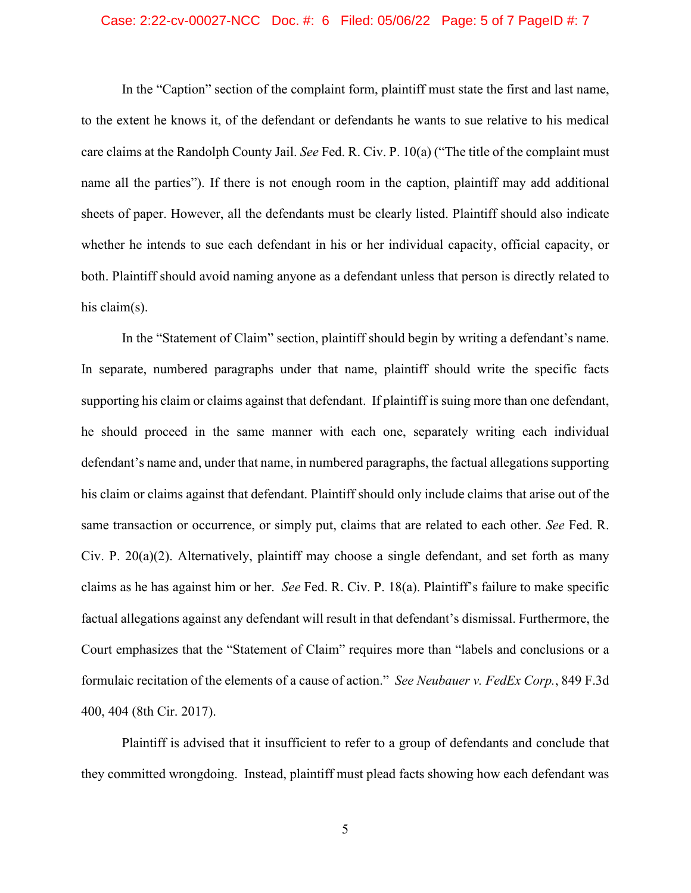In the "Caption" section of the complaint form, plaintiff must state the first and last name, to the extent he knows it, of the defendant or defendants he wants to sue relative to his medical care claims at the Randolph County Jail. *See* Fed. R. Civ. P. 10(a) ("The title of the complaint must name all the parties"). If there is not enough room in the caption, plaintiff may add additional sheets of paper. However, all the defendants must be clearly listed. Plaintiff should also indicate whether he intends to sue each defendant in his or her individual capacity, official capacity, or both. Plaintiff should avoid naming anyone as a defendant unless that person is directly related to his claim(s).

In the "Statement of Claim" section, plaintiff should begin by writing a defendant's name. In separate, numbered paragraphs under that name, plaintiff should write the specific facts supporting his claim or claims against that defendant. If plaintiff is suing more than one defendant, he should proceed in the same manner with each one, separately writing each individual defendant's name and, under that name, in numbered paragraphs, the factual allegations supporting his claim or claims against that defendant. Plaintiff should only include claims that arise out of the same transaction or occurrence, or simply put, claims that are related to each other. *See* Fed. R. Civ. P. 20(a)(2). Alternatively, plaintiff may choose a single defendant, and set forth as many claims as he has against him or her. *See* Fed. R. Civ. P. 18(a). Plaintiff's failure to make specific factual allegations against any defendant will result in that defendant's dismissal. Furthermore, the Court emphasizes that the "Statement of Claim" requires more than "labels and conclusions or a formulaic recitation of the elements of a cause of action." *See Neubauer v. FedEx Corp.*, 849 F.3d 400, 404 (8th Cir. 2017).

Plaintiff is advised that it insufficient to refer to a group of defendants and conclude that they committed wrongdoing. Instead, plaintiff must plead facts showing how each defendant was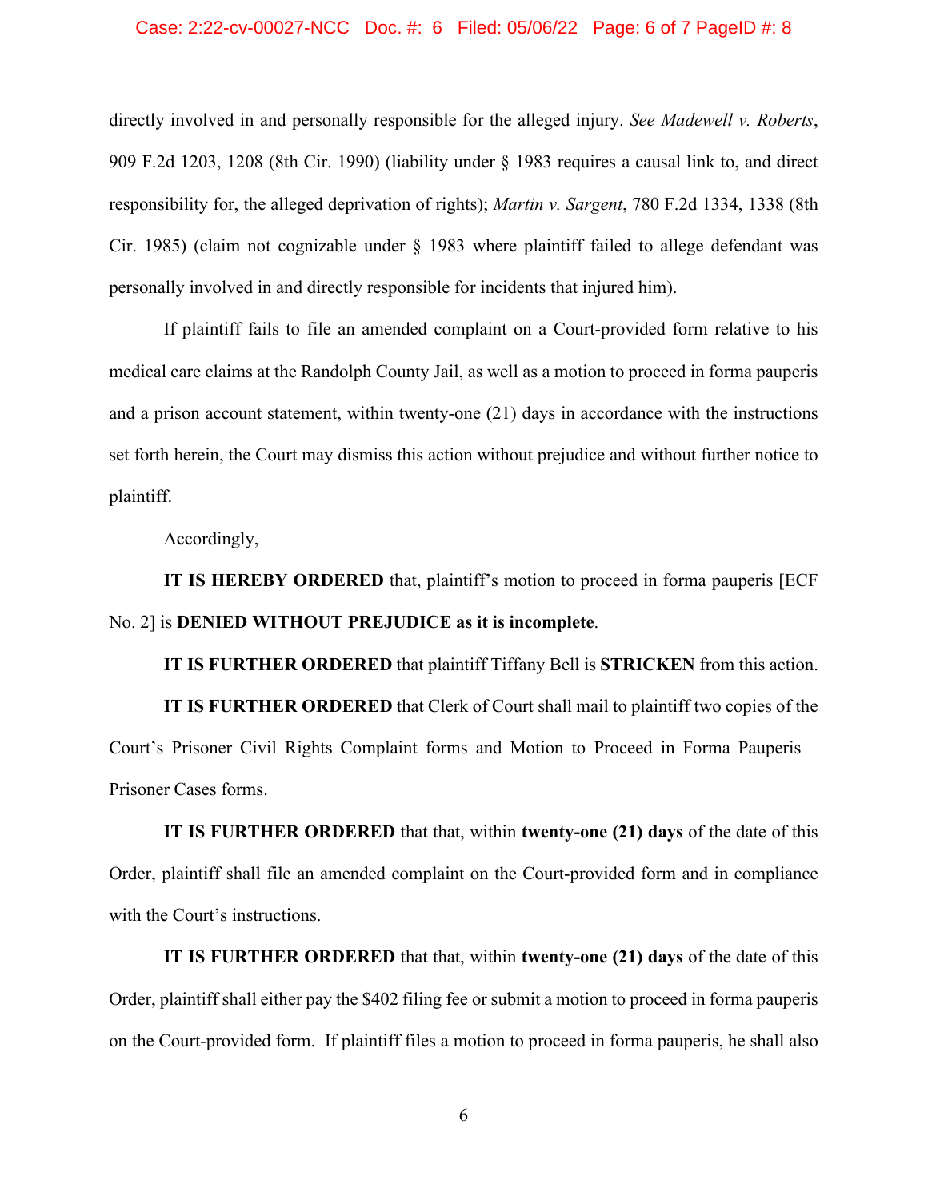directly involved in and personally responsible for the alleged injury. *See Madewell v. Roberts*, 909 F.2d 1203, 1208 (8th Cir. 1990) (liability under § 1983 requires a causal link to, and direct responsibility for, the alleged deprivation of rights); *Martin v. Sargent*, 780 F.2d 1334, 1338 (8th Cir. 1985) (claim not cognizable under § 1983 where plaintiff failed to allege defendant was personally involved in and directly responsible for incidents that injured him).

If plaintiff fails to file an amended complaint on a Court-provided form relative to his medical care claims at the Randolph County Jail, as well as a motion to proceed in forma pauperis and a prison account statement, within twenty-one (21) days in accordance with the instructions set forth herein, the Court may dismiss this action without prejudice and without further notice to plaintiff.

Accordingly,

**IT IS HEREBY ORDERED** that, plaintiff's motion to proceed in forma pauperis [ECF No. 2] is **DENIED WITHOUT PREJUDICE as it is incomplete**.

**IT IS FURTHER ORDERED** that plaintiff Tiffany Bell is **STRICKEN** from this action.

**IT IS FURTHER ORDERED** that Clerk of Court shall mail to plaintiff two copies of the Court's Prisoner Civil Rights Complaint forms and Motion to Proceed in Forma Pauperis – Prisoner Cases forms.

**IT IS FURTHER ORDERED** that that, within **twenty-one (21) days** of the date of this Order, plaintiff shall file an amended complaint on the Court-provided form and in compliance with the Court's instructions.

**IT IS FURTHER ORDERED** that that, within **twenty-one (21) days** of the date of this Order, plaintiff shall either pay the $402 filing fee or submit a motion to proceed in forma pauperis on the Court-provided form. If plaintiff files a motion to proceed in forma pauperis, he shall also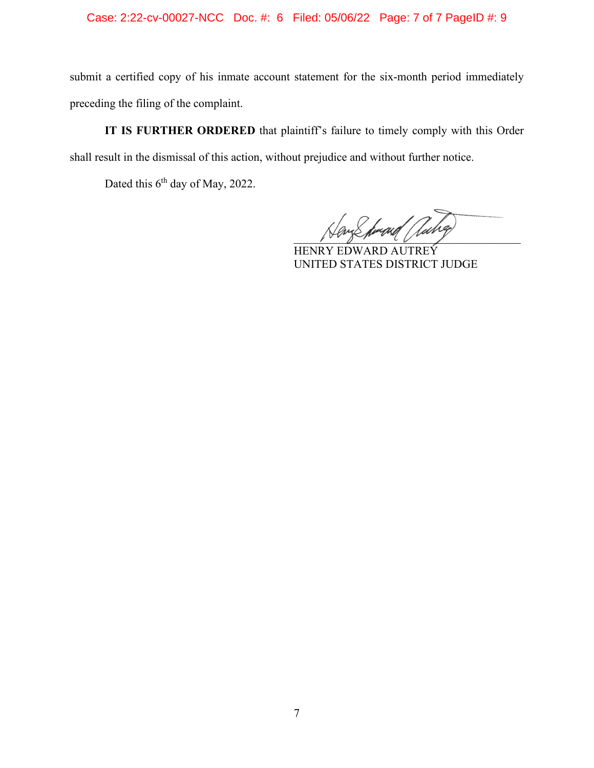submit a certified copy of his inmate account statement for the six-month period immediately preceding the filing of the complaint.

**IT IS FURTHER ORDERED** that plaintiff's failure to timely comply with this Order shall result in the dismissal of this action, without prejudice and without further notice.

Dated this 6th day of May, 2022.

HENRY EDWARD AUTREY
UNITED STATES DISTRICT JUDGE